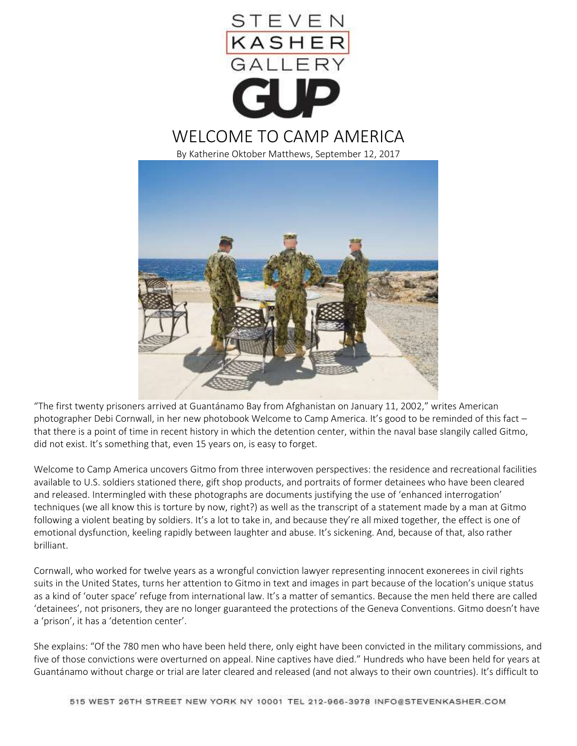STEVEN
KASHER
GALLERY

GUP

# WELCOME TO CAMP AMERICA

By Katherine Oktober Matthews, September 12, 2017

"The first twenty prisoners arrived at Guantánamo Bay from Afghanistan on January 11, 2002," writes American photographer Debi Cornwall, in her new photobook Welcome to Camp America. It's good to be reminded of this fact – that there is a point of time in recent history in which the detention center, within the naval base slangily called Gitmo, did not exist. It's something that, even 15 years on, is easy to forget.

Welcome to Camp America uncovers Gitmo from three interwoven perspectives: the residence and recreational facilities available to U.S. soldiers stationed there, gift shop products, and portraits of former detainees who have been cleared and released. Intermingled with these photographs are documents justifying the use of 'enhanced interrogation' techniques (we all know this is torture by now, right?) as well as the transcript of a statement made by a man at Gitmo following a violent beating by soldiers. It's a lot to take in, and because they're all mixed together, the effect is one of emotional dysfunction, keeling rapidly between laughter and abuse. It's sickening. And, because of that, also rather brilliant.

Cornwall, who worked for twelve years as a wrongful conviction lawyer representing innocent exonerees in civil rights suits in the United States, turns her attention to Gitmo in text and images in part because of the location's unique status as a kind of 'outer space' refuge from international law. It's a matter of semantics. Because the men held there are called 'detainees', not prisoners, they are no longer guaranteed the protections of the Geneva Conventions. Gitmo doesn't have a 'prison', it has a 'detention center'.

She explains: "Of the 780 men who have been held there, only eight have been convicted in the military commissions, and five of those convictions were overturned on appeal. Nine captives have died." Hundreds who have been held for years at Guantánamo without charge or trial are later cleared and released (and not always to their own countries). It's difficult to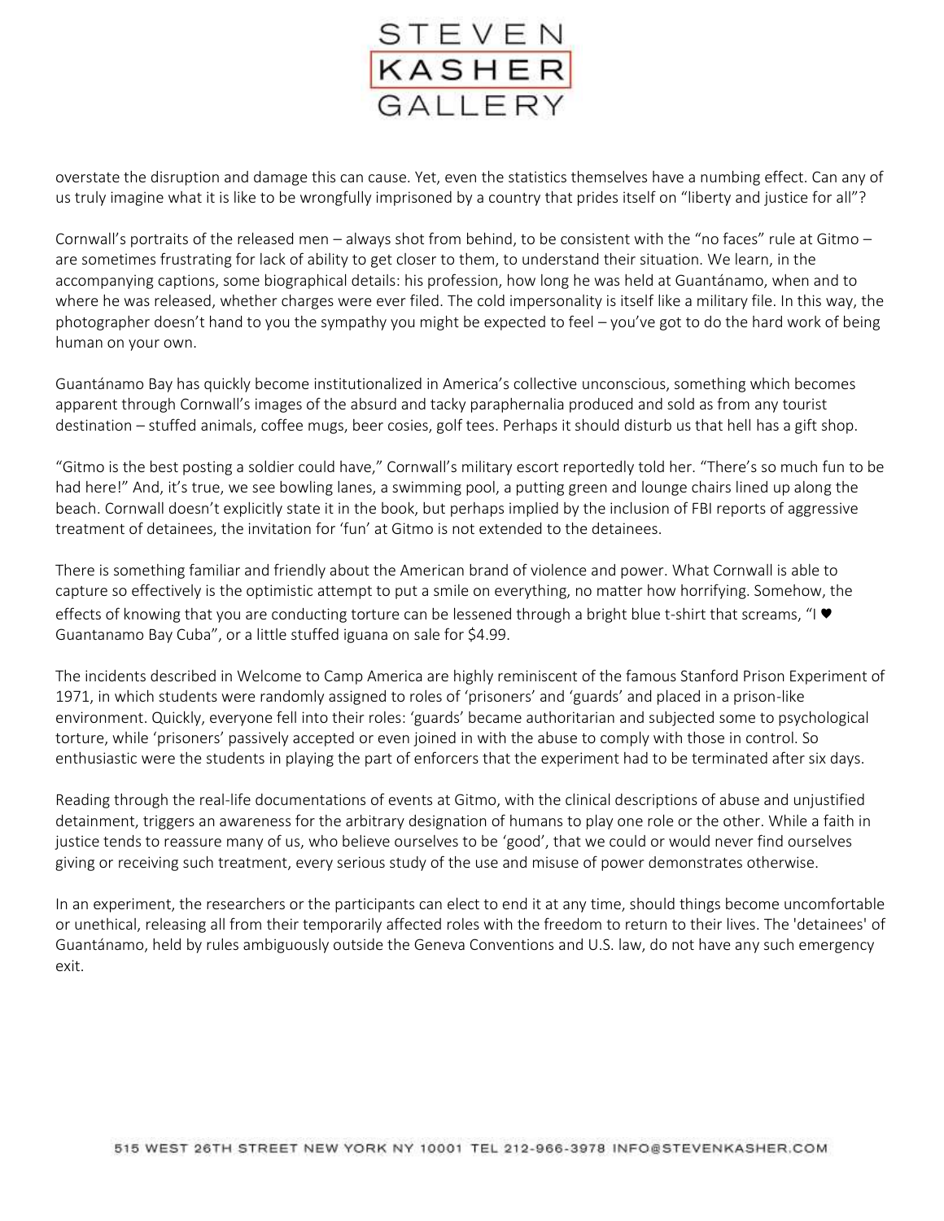overstate the disruption and damage this can cause. Yet, even the statistics themselves have a numbing effect. Can any of us truly imagine what it is like to be wrongfully imprisoned by a country that prides itself on "liberty and justice for all"?

Cornwall's portraits of the released men – always shot from behind, to be consistent with the "no faces" rule at Gitmo – are sometimes frustrating for lack of ability to get closer to them, to understand their situation. We learn, in the accompanying captions, some biographical details: his profession, how long he was held at Guantánamo, when and to where he was released, whether charges were ever filed. The cold impersonality is itself like a military file. In this way, the photographer doesn't hand to you the sympathy you might be expected to feel – you've got to do the hard work of being human on your own.

Guantánamo Bay has quickly become institutionalized in America's collective unconscious, something which becomes apparent through Cornwall's images of the absurd and tacky paraphernalia produced and sold as from any tourist destination – stuffed animals, coffee mugs, beer cosies, golf tees. Perhaps it should disturb us that hell has a gift shop.

"Gitmo is the best posting a soldier could have," Cornwall's military escort reportedly told her. "There's so much fun to be had here!" And, it's true, we see bowling lanes, a swimming pool, a putting green and lounge chairs lined up along the beach. Cornwall doesn't explicitly state it in the book, but perhaps implied by the inclusion of FBI reports of aggressive treatment of detainees, the invitation for 'fun' at Gitmo is not extended to the detainees.

There is something familiar and friendly about the American brand of violence and power. What Cornwall is able to capture so effectively is the optimistic attempt to put a smile on everything, no matter how horrifying. Somehow, the effects of knowing that you are conducting torture can be lessened through a bright blue t-shirt that screams, "I ♥ Guantanamo Bay Cuba", or a little stuffed iguana on sale for $4.99.

The incidents described in Welcome to Camp America are highly reminiscent of the famous Stanford Prison Experiment of 1971, in which students were randomly assigned to roles of 'prisoners' and 'guards' and placed in a prison-like environment. Quickly, everyone fell into their roles: 'guards' became authoritarian and subjected some to psychological torture, while 'prisoners' passively accepted or even joined in with the abuse to comply with those in control. So enthusiastic were the students in playing the part of enforcers that the experiment had to be terminated after six days.

Reading through the real-life documentations of events at Gitmo, with the clinical descriptions of abuse and unjustified detainment, triggers an awareness for the arbitrary designation of humans to play one role or the other. While a faith in justice tends to reassure many of us, who believe ourselves to be 'good', that we could or would never find ourselves giving or receiving such treatment, every serious study of the use and misuse of power demonstrates otherwise.

In an experiment, the researchers or the participants can elect to end it at any time, should things become uncomfortable or unethical, releasing all from their temporarily affected roles with the freedom to return to their lives. The 'detainees' of Guantánamo, held by rules ambiguously outside the Geneva Conventions and U.S. law, do not have any such emergency exit.